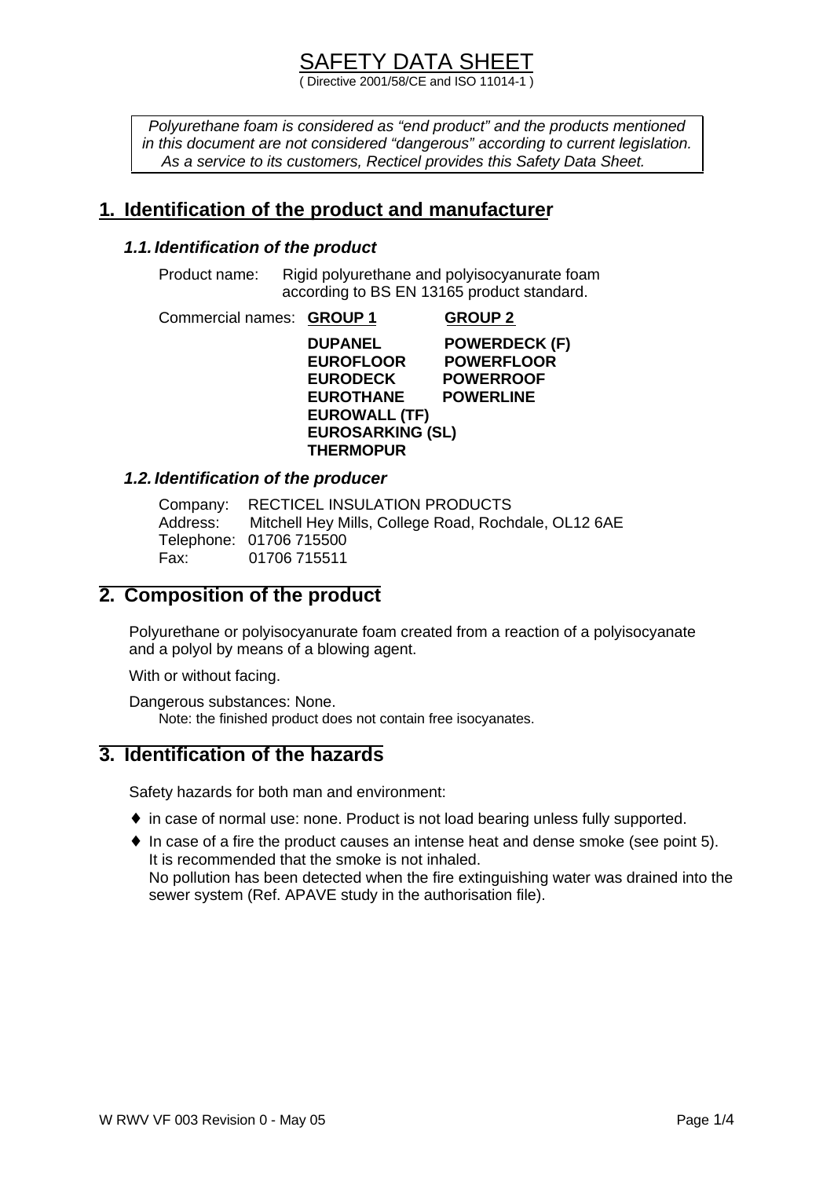# SAFETY DATA SHEET

( Directive 2001/58/CE and ISO 11014-1 )

*Polyurethane foam is considered as "end product" and the products mentioned in this document are not considered "dangerous" according to current legislation. As a service to its customers, Recticel provides this Safety Data Sheet.*

## 1. Identification of the product and manufacturer

### 1.1. Identification of the product

Product name: Rigid polyurethane and polyisocyanurate foam according to BS EN 13165 product standard.

Commercial names:

| GROUP 1 | GROUP 2 |
| --- | --- |
| **DUPANEL** | **POWERDECK (F)** |
| **EUROFLOOR** | **POWERFLOOR** |
| **EURODECK** | **POWERROOF** |
| **EUROTHANE** | **POWERLINE** |
| **EUROWALL (TF)** | |
| **EUROSARKING (SL)** | |
| **THERMOPUR** | |

### 1.2. Identification of the producer

Company: RECTICEL INSULATION PRODUCTS
Address: Mitchell Hey Mills, College Road, Rochdale, OL12 6AE
Telephone: 01706 715500
Fax: 01706 715511

## 2. Composition of the product

Polyurethane or polyisocyanurate foam created from a reaction of a polyisocyanate and a polyol by means of a blowing agent.

With or without facing.

Dangerous substances: None.
Note: the finished product does not contain free isocyanates.

## 3. Identification of the hazards

Safety hazards for both man and environment:

- in case of normal use: none. Product is not load bearing unless fully supported.
- In case of a fire the product causes an intense heat and dense smoke (see point 5). It is recommended that the smoke is not inhaled.
  No pollution has been detected when the fire extinguishing water was drained into the sewer system (Ref. APAVE study in the authorisation file).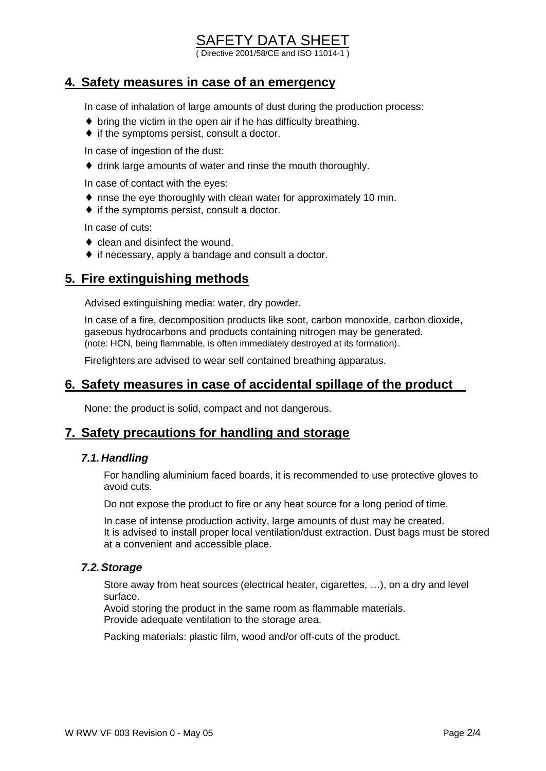# SAFETY DATA SHEET

( Directive 2001/58/CE and ISO 11014-1 )

## 4. Safety measures in case of an emergency

In case of inhalation of large amounts of dust during the production process:

- bring the victim in the open air if he has difficulty breathing.
- if the symptoms persist, consult a doctor.

In case of ingestion of the dust:

- drink large amounts of water and rinse the mouth thoroughly.

In case of contact with the eyes:

- rinse the eye thoroughly with clean water for approximately 10 min.
- if the symptoms persist, consult a doctor.

In case of cuts:

- clean and disinfect the wound.
- if necessary, apply a bandage and consult a doctor.

## 5. Fire extinguishing methods

Advised extinguishing media: water, dry powder.

In case of a fire, decomposition products like soot, carbon monoxide, carbon dioxide, gaseous hydrocarbons and products containing nitrogen may be generated.
(note: HCN, being flammable, is often immediately destroyed at its formation).

Firefighters are advised to wear self contained breathing apparatus.

## 6. Safety measures in case of accidental spillage of the product

None: the product is solid, compact and not dangerous.

## 7. Safety precautions for handling and storage

### *7.1. Handling*

For handling aluminium faced boards, it is recommended to use protective gloves to avoid cuts.

Do not expose the product to fire or any heat source for a long period of time.

In case of intense production activity, large amounts of dust may be created.
It is advised to install proper local ventilation/dust extraction. Dust bags must be stored at a convenient and accessible place.

### *7.2. Storage*

Store away from heat sources (electrical heater, cigarettes, …), on a dry and level surface.
Avoid storing the product in the same room as flammable materials.
Provide adequate ventilation to the storage area.

Packing materials: plastic film, wood and/or off-cuts of the product.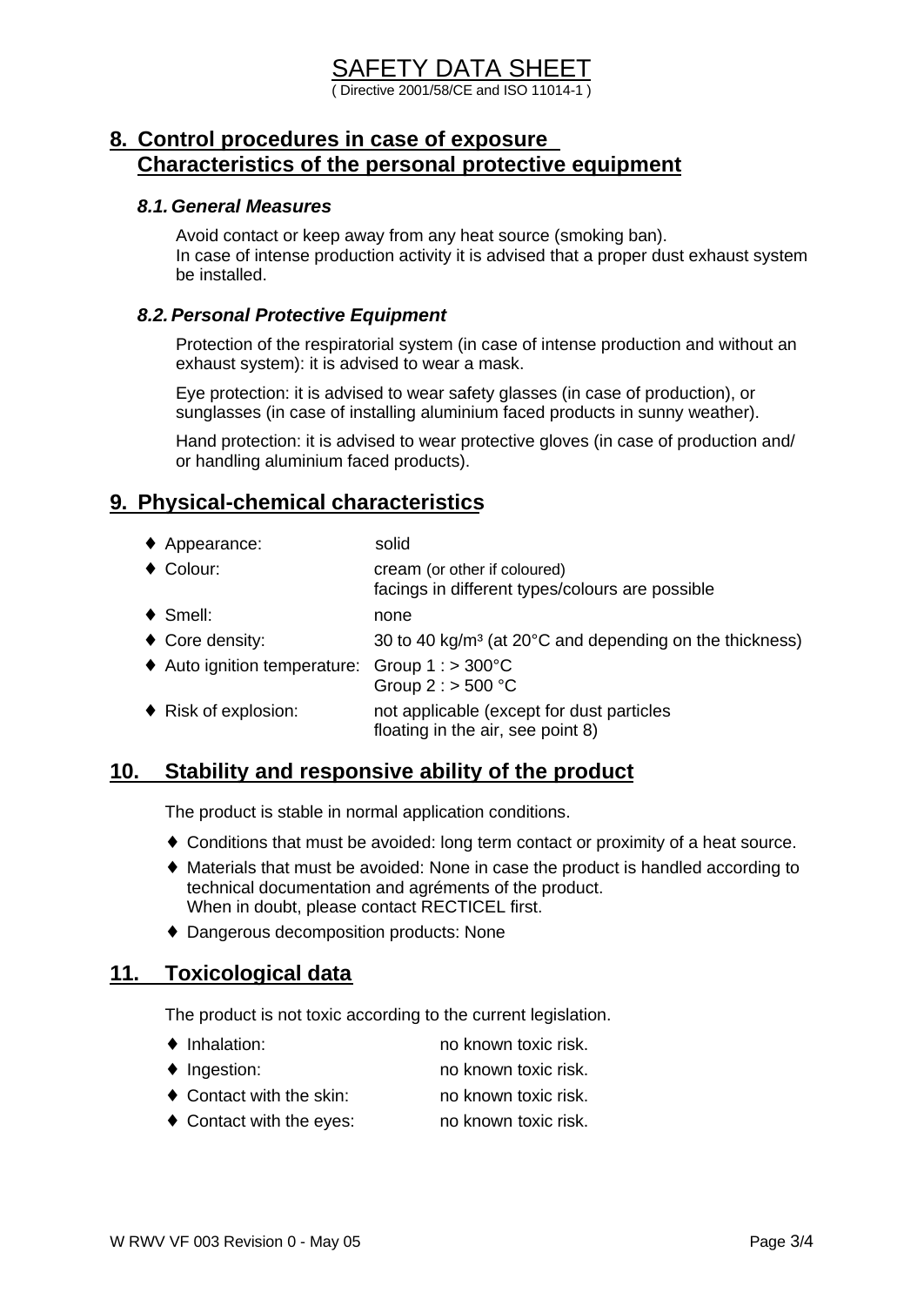# SAFETY DATA SHEET

( Directive 2001/58/CE and ISO 11014-1 )

## 8. Control procedures in case of exposure Characteristics of the personal protective equipment

### *8.1. General Measures*

Avoid contact or keep away from any heat source (smoking ban).
In case of intense production activity it is advised that a proper dust exhaust system be installed.

### *8.2. Personal Protective Equipment*

Protection of the respiratorial system (in case of intense production and without an exhaust system): it is advised to wear a mask.

Eye protection: it is advised to wear safety glasses (in case of production), or sunglasses (in case of installing aluminium faced products in sunny weather).

Hand protection: it is advised to wear protective gloves (in case of production and/ or handling aluminium faced products).

## 9. Physical-chemical characteristics

- Appearance: solid
- Colour: cream (or other if coloured) facings in different types/colours are possible
- Smell: none
- Core density: 30 to 40 kg/m³ (at 20°C and depending on the thickness)
- Auto ignition temperature: Group 1 : > 300°C
  Group 2 : > 500 °C
- Risk of explosion: not applicable (except for dust particles floating in the air, see point 8)

## 10. Stability and responsive ability of the product

The product is stable in normal application conditions.

- Conditions that must be avoided: long term contact or proximity of a heat source.
- Materials that must be avoided: None in case the product is handled according to technical documentation and agréments of the product.
  When in doubt, please contact RECTICEL first.
- Dangerous decomposition products: None

## 11. Toxicological data

The product is not toxic according to the current legislation.

- Inhalation: no known toxic risk.
- Ingestion: no known toxic risk.
- Contact with the skin: no known toxic risk.
- Contact with the eyes: no known toxic risk.

W RWV VF 003 Revision 0 - May 05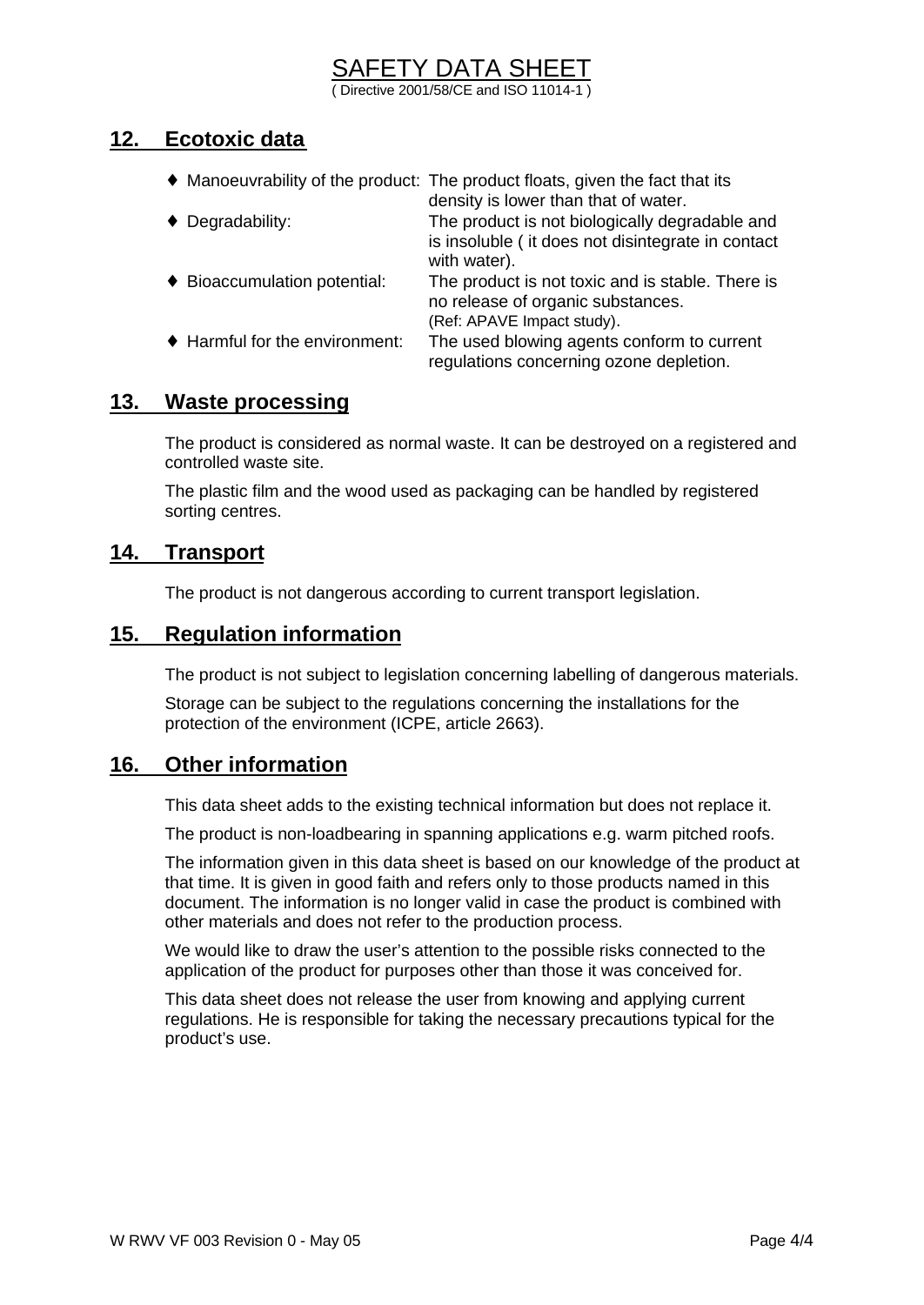## 12. Ecotoxic data

- ♦ Manoeuvrability of the product: The product floats, given the fact that its density is lower than that of water.
- ♦ Degradability: The product is not biologically degradable and is insoluble ( it does not disintegrate in contact with water).
- ♦ Bioaccumulation potential: The product is not toxic and is stable. There is no release of organic substances. (Ref: APAVE Impact study).
- ♦ Harmful for the environment: The used blowing agents conform to current regulations concerning ozone depletion.

## 13. Waste processing

The product is considered as normal waste. It can be destroyed on a registered and controlled waste site.

The plastic film and the wood used as packaging can be handled by registered sorting centres.

## 14. Transport

The product is not dangerous according to current transport legislation.

## 15. Regulation information

The product is not subject to legislation concerning labelling of dangerous materials.

Storage can be subject to the regulations concerning the installations for the protection of the environment (ICPE, article 2663).

## 16. Other information

This data sheet adds to the existing technical information but does not replace it.

The product is non-loadbearing in spanning applications e.g. warm pitched roofs.

The information given in this data sheet is based on our knowledge of the product at that time. It is given in good faith and refers only to those products named in this document. The information is no longer valid in case the product is combined with other materials and does not refer to the production process.

We would like to draw the user's attention to the possible risks connected to the application of the product for purposes other than those it was conceived for.

This data sheet does not release the user from knowing and applying current regulations. He is responsible for taking the necessary precautions typical for the product's use.